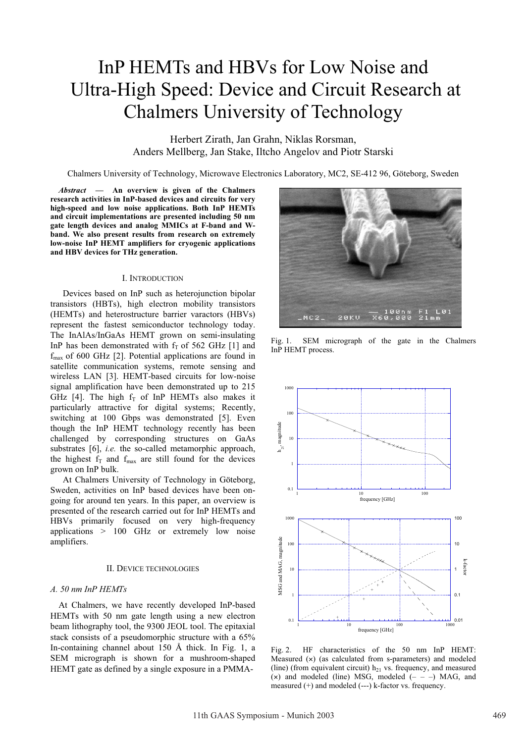# InP HEMTs and HBVs for Low Noise and Ultra-High Speed: Device and Circuit Research at Chalmers University of Technology

Herbert Zirath, Jan Grahn, Niklas Rorsman, Anders Mellberg, Jan Stake, Iltcho Angelov and Piotr Starski

Chalmers University of Technology, Microwave Electronics Laboratory, MC2, SE-412 96, Göteborg, Sweden

***Abstract* — An overview is given of the Chalmers research activities in InP-based devices and circuits for very high-speed and low noise applications. Both InP HEMTs and circuit implementations are presented including 50 nm gate length devices and analog MMICs at F-band and W-band. We also present results from research on extremely low-noise InP HEMT amplifiers for cryogenic applications and HBV devices for THz generation.**

## I. Introduction

Devices based on InP such as heterojunction bipolar transistors (HBTs), high electron mobility transistors (HEMTs) and heterostructure barrier varactors (HBVs) represent the fastest semiconductor technology today. The InAlAs/InGaAs HEMT grown on semi-insulating InP has been demonstrated with $f_T$ of 562 GHz [1] and $f_{max}$ of 600 GHz [2]. Potential applications are found in satellite communication systems, remote sensing and wireless LAN [3]. HEMT-based circuits for low-noise signal amplification have been demonstrated up to 215 GHz [4]. The high $f_T$ of InP HEMTs also makes it particularly attractive for digital systems; Recently, switching at 100 Gbps was demonstrated [5]. Even though the InP HEMT technology recently has been challenged by corresponding structures on GaAs substrates [6], *i.e.* the so-called metamorphic approach, the highest $f_T$ and $f_{max}$ are still found for the devices grown on InP bulk.

At Chalmers University of Technology in Göteborg, Sweden, activities on InP based devices have been on-going for around ten years. In this paper, an overview is presented of the research carried out for InP HEMTs and HBVs primarily focused on very high-frequency applications > 100 GHz or extremely low noise amplifiers.

## II. Device Technologies

### *A. 50 nm InP HEMTs*

At Chalmers, we have recently developed InP-based HEMTs with 50 nm gate length using a new electron beam lithography tool, the 9300 JEOL tool. The epitaxial stack consists of a pseudomorphic structure with a 65% In-containing channel about 150 Å thick. In Fig. 1, a SEM micrograph is shown for a mushroom-shaped HEMT gate as defined by a single exposure in a PMMA-

Fig. 1. SEM micrograph of the gate in the Chalmers InP HEMT process.

Fig. 2. HF characteristics of the 50 nm InP HEMT: Measured (×) (as calculated from s-parameters) and modeled (line) (from equivalent circuit) $h_{21}$ vs. frequency, and measured (×) and modeled (line) MSG, modeled (– – –) MAG, and measured (+) and modeled (---) k-factor vs. frequency.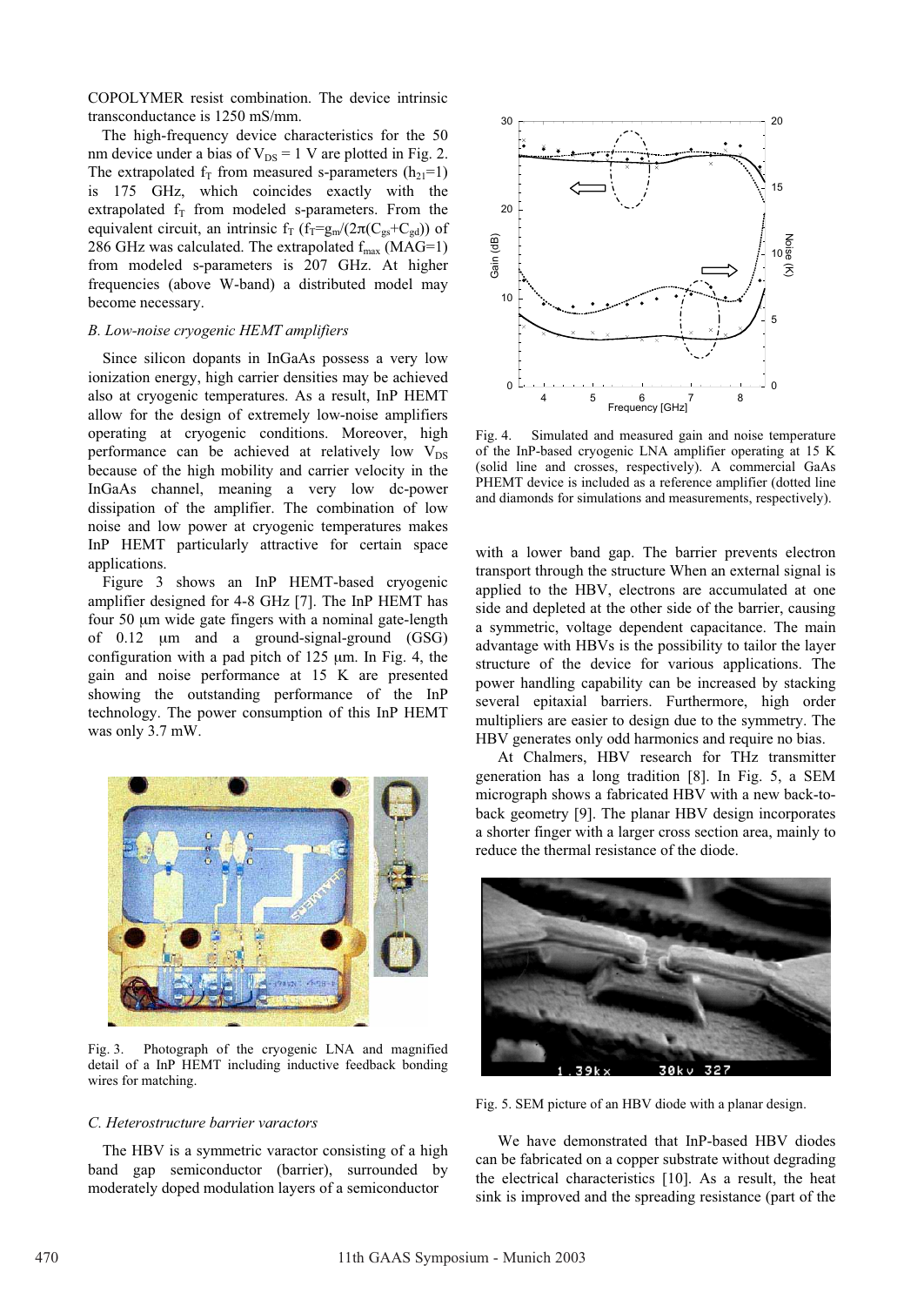COPOLYMER resist combination. The device intrinsic transconductance is 1250 mS/mm.

The high-frequency device characteristics for the 50 nm device under a bias of $V_{DS}$ = 1 V are plotted in Fig. 2. The extrapolated $f_T$ from measured s-parameters ($h_{21}$=1) is 175 GHz, which coincides exactly with the extrapolated $f_T$ from modeled s-parameters. From the equivalent circuit, an intrinsic $f_T$ ($f_T = g_m/(2\pi(C_{gs}+C_{gd}))$) of 286 GHz was calculated. The extrapolated $f_{max}$ (MAG=1) from modeled s-parameters is 207 GHz. At higher frequencies (above W-band) a distributed model may become necessary.

### *B. Low-noise cryogenic HEMT amplifiers*

Since silicon dopants in InGaAs possess a very low ionization energy, high carrier densities may be achieved also at cryogenic temperatures. As a result, InP HEMT allow for the design of extremely low-noise amplifiers operating at cryogenic conditions. Moreover, high performance can be achieved at relatively low $V_{DS}$ because of the high mobility and carrier velocity in the InGaAs channel, meaning a very low dc-power dissipation of the amplifier. The combination of low noise and low power at cryogenic temperatures makes InP HEMT particularly attractive for certain space applications.

Figure 3 shows an InP HEMT-based cryogenic amplifier designed for 4-8 GHz [7]. The InP HEMT has four 50 μm wide gate fingers with a nominal gate-length of 0.12 μm and a ground-signal-ground (GSG) configuration with a pad pitch of 125 μm. In Fig. 4, the gain and noise performance at 15 K are presented showing the outstanding performance of the InP technology. The power consumption of this InP HEMT was only 3.7 mW.

Fig. 3. Photograph of the cryogenic LNA and magnified detail of a InP HEMT including inductive feedback bonding wires for matching.

Fig. 4. Simulated and measured gain and noise temperature of the InP-based cryogenic LNA amplifier operating at 15 K (solid line and crosses, respectively). A commercial GaAs PHEMT device is included as a reference amplifier (dotted line and diamonds for simulations and measurements, respectively).

### *C. Heterostructure barrier varactors*

The HBV is a symmetric varactor consisting of a high band gap semiconductor (barrier), surrounded by moderately doped modulation layers of a semiconductor with a lower band gap. The barrier prevents electron transport through the structure When an external signal is applied to the HBV, electrons are accumulated at one side and depleted at the other side of the barrier, causing a symmetric, voltage dependent capacitance. The main advantage with HBVs is the possibility to tailor the layer structure of the device for various applications. The power handling capability can be increased by stacking several epitaxial barriers. Furthermore, high order multipliers are easier to design due to the symmetry. The HBV generates only odd harmonics and require no bias.

At Chalmers, HBV research for THz transmitter generation has a long tradition [8]. In Fig. 5, a SEM micrograph shows a fabricated HBV with a new back-to-back geometry [9]. The planar HBV design incorporates a shorter finger with a larger cross section area, mainly to reduce the thermal resistance of the diode.

Fig. 5. SEM picture of an HBV diode with a planar design.

We have demonstrated that InP-based HBV diodes can be fabricated on a copper substrate without degrading the electrical characteristics [10]. As a result, the heat sink is improved and the spreading resistance (part of the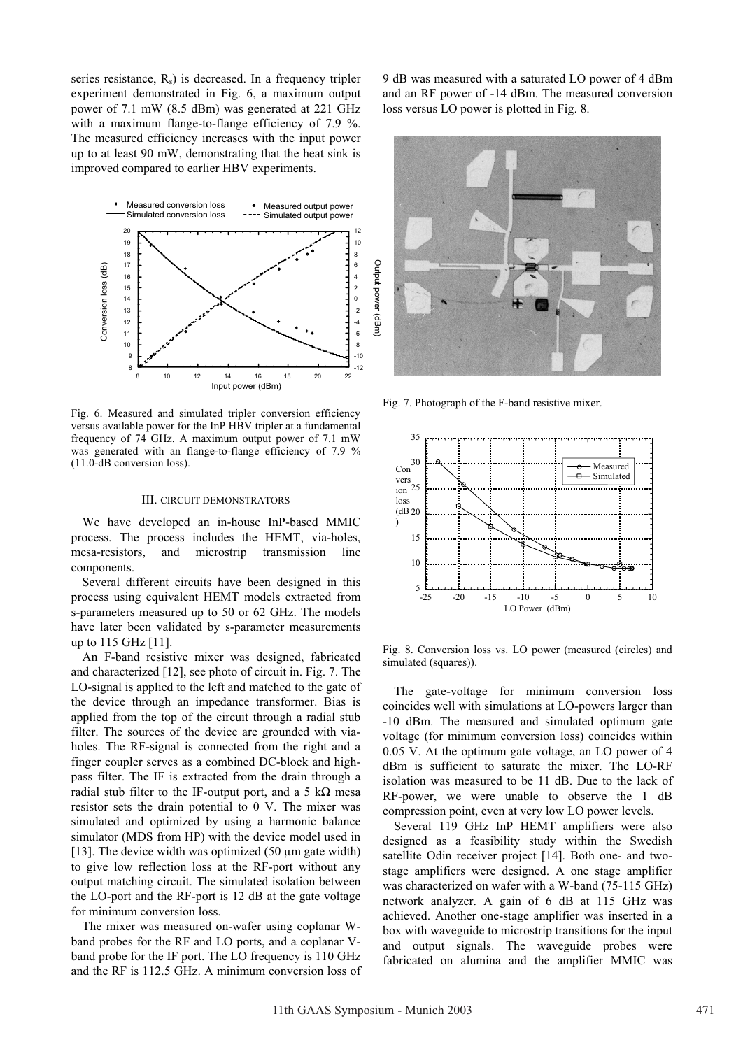series resistance, $R_s$) is decreased. In a frequency tripler experiment demonstrated in Fig. 6, a maximum output power of 7.1 mW (8.5 dBm) was generated at 221 GHz with a maximum flange-to-flange efficiency of 7.9 %. The measured efficiency increases with the input power up to at least 90 mW, demonstrating that the heat sink is improved compared to earlier HBV experiments.

Fig. 6. Measured and simulated tripler conversion efficiency versus available power for the InP HBV tripler at a fundamental frequency of 74 GHz. A maximum output power of 7.1 mW was generated with an flange-to-flange efficiency of 7.9 % (11.0-dB conversion loss).

### III. CIRCUIT DEMONSTRATORS

We have developed an in-house InP-based MMIC process. The process includes the HEMT, via-holes, mesa-resistors, and microstrip transmission line components.

Several different circuits have been designed in this process using equivalent HEMT models extracted from s-parameters measured up to 50 or 62 GHz. The models have later been validated by s-parameter measurements up to 115 GHz [11].

An F-band resistive mixer was designed, fabricated and characterized [12], see photo of circuit in. Fig. 7. The LO-signal is applied to the left and matched to the gate of the device through an impedance transformer. Bias is applied from the top of the circuit through a radial stub filter. The sources of the device are grounded with via-holes. The RF-signal is connected from the right and a finger coupler serves as a combined DC-block and high-pass filter. The IF is extracted from the drain through a radial stub filter to the IF-output port, and a 5 kΩ mesa resistor sets the drain potential to 0 V. The mixer was simulated and optimized by using a harmonic balance simulator (MDS from HP) with the device model used in [13]. The device width was optimized (50 µm gate width) to give low reflection loss at the RF-port without any output matching circuit. The simulated isolation between the LO-port and the RF-port is 12 dB at the gate voltage for minimum conversion loss.

The mixer was measured on-wafer using coplanar W-band probes for the RF and LO ports, and a coplanar V-band probe for the IF port. The LO frequency is 110 GHz and the RF is 112.5 GHz. A minimum conversion loss of 9 dB was measured with a saturated LO power of 4 dBm and an RF power of -14 dBm. The measured conversion loss versus LO power is plotted in Fig. 8.

Fig. 7. Photograph of the F-band resistive mixer.

Fig. 8. Conversion loss vs. LO power (measured (circles) and simulated (squares)).

The gate-voltage for minimum conversion loss coincides well with simulations at LO-powers larger than -10 dBm. The measured and simulated optimum gate voltage (for minimum conversion loss) coincides within 0.05 V. At the optimum gate voltage, an LO power of 4 dBm is sufficient to saturate the mixer. The LO-RF isolation was measured to be 11 dB. Due to the lack of RF-power, we were unable to observe the 1 dB compression point, even at very low LO power levels.

Several 119 GHz InP HEMT amplifiers were also designed as a feasibility study within the Swedish satellite Odin receiver project [14]. Both one- and two-stage amplifiers were designed. A one stage amplifier was characterized on wafer with a W-band (75-115 GHz) network analyzer. A gain of 6 dB at 115 GHz was achieved. Another one-stage amplifier was inserted in a box with waveguide to microstrip transitions for the input and output signals. The waveguide probes were fabricated on alumina and the amplifier MMIC was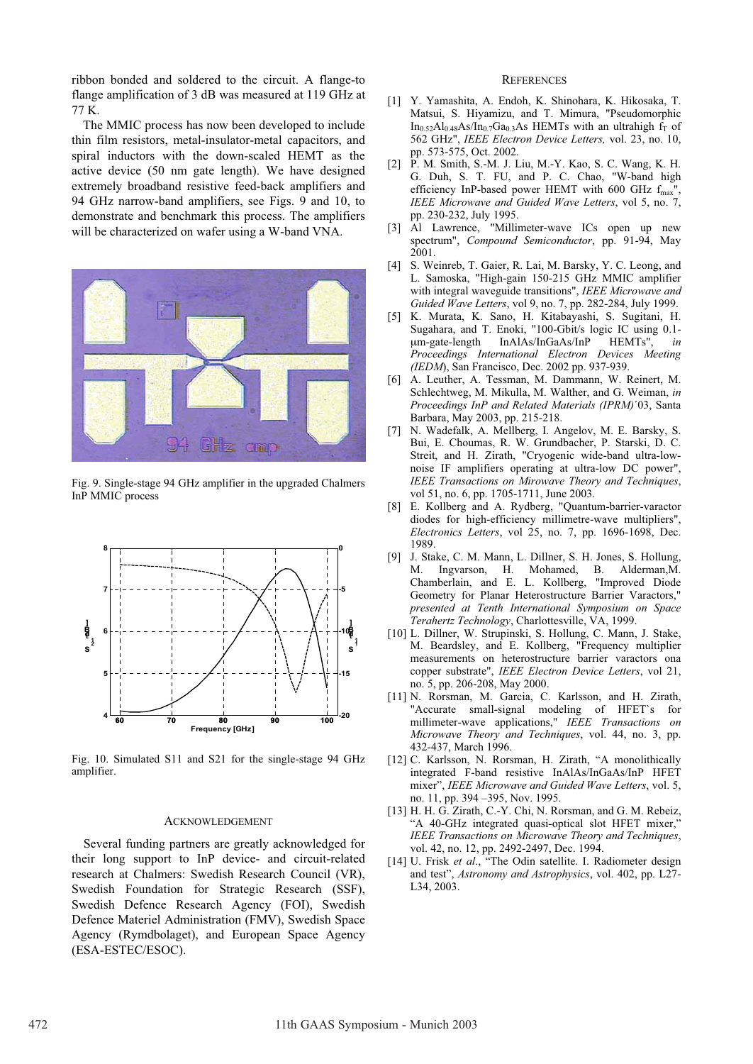ribbon bonded and soldered to the circuit. A flange-to flange amplification of 3 dB was measured at 119 GHz at 77 K.

The MMIC process has now been developed to include thin film resistors, metal-insulator-metal capacitors, and spiral inductors with the down-scaled HEMT as the active device (50 nm gate length). We have designed extremely broadband resistive feed-back amplifiers and 94 GHz narrow-band amplifiers, see Figs. 9 and 10, to demonstrate and benchmark this process. The amplifiers will be characterized on wafer using a W-band VNA.

94 GHz amp

Fig. 9. Single-stage 94 GHz amplifier in the upgraded Chalmers InP MMIC process

8
7
6
5
4
60
70
80
90
100
Frequency [GHz]
0
-5
-10
-15
-20

Fig. 10. Simulated S11 and S21 for the single-stage 94 GHz amplifier.

## ACKNOWLEDGEMENT

Several funding partners are greatly acknowledged for their long support to InP device- and circuit-related research at Chalmers: Swedish Research Council (VR), Swedish Foundation for Strategic Research (SSF), Swedish Defence Research Agency (FOI), Swedish Defence Materiel Administration (FMV), Swedish Space Agency (Rymdbolaget), and European Space Agency (ESA-ESTEC/ESOC).

## REFERENCES

[1] Y. Yamashita, A. Endoh, K. Shinohara, K. Hikosaka, T. Matsui, S. Hiyamizu, and T. Mimura, "Pseudomorphic $In_{0.52}Al_{0.48}As/In_{0.7}Ga_{0.3}As$ HEMTs with an ultrahigh $f_T$ of 562 GHz", *IEEE Electron Device Letters,* vol. 23, no. 10, pp. 573-575, Oct. 2002.

[2] P. M. Smith, S.-M. J. Liu, M.-Y. Kao, S. C. Wang, K. H. G. Duh, S. T. FU, and P. C. Chao, "W-band high efficiency InP-based power HEMT with 600 GHz $f_{max}$", *IEEE Microwave and Guided Wave Letters*, vol 5, no. 7, pp. 230-232, July 1995.

[3] Al Lawrence, "Millimeter-wave ICs open up new spectrum", *Compound Semiconductor*, pp. 91-94, May 2001.

[4] S. Weinreb, T. Gaier, R. Lai, M. Barsky, Y. C. Leong, and L. Samoska, "High-gain 150-215 GHz MMIC amplifier with integral waveguide transitions", *IEEE Microwave and Guided Wave Letters*, vol 9, no. 7, pp. 282-284, July 1999.

[5] K. Murata, K. Sano, H. Kitabayashi, S. Sugitani, H. Sugahara, and T. Enoki, "100-Gbit/s logic IC using 0.1-μm-gate-length InAlAs/InGaAs/InP HEMTs", *in Proceedings International Electron Devices Meeting (IEDM)*, San Francisco, Dec. 2002 pp. 937-939.

[6] A. Leuther, A. Tessman, M. Dammann, W. Reinert, M. Schlechtweg, M. Mikulla, M. Walther, and G. Weiman, *in Proceedings InP and Related Materials (IPRM)´03*, Santa Barbara, May 2003, pp. 215-218.

[7] N. Wadefalk, A. Mellberg, I. Angelov, M. E. Barsky, S. Bui, E. Choumas, R. W. Grundbacher, P. Starski, D. C. Streit, and H. Zirath, "Cryogenic wide-band ultra-low-noise IF amplifiers operating at ultra-low DC power", *IEEE Transactions on Mirowave Theory and Techniques*, vol 51, no. 6, pp. 1705-1711, June 2003.

[8] E. Kollberg and A. Rydberg, "Quantum-barrier-varactor diodes for high-efficiency millimetre-wave multipliers", *Electronics Letters*, vol 25, no. 7, pp. 1696-1698, Dec. 1989.

[9] J. Stake, C. M. Mann, L. Dillner, S. H. Jones, S. Hollung, M. Ingvarson, H. Mohamed, B. Alderman,M. Chamberlain, and E. L. Kollberg, "Improved Diode Geometry for Planar Heterostructure Barrier Varactors," *presented at Tenth International Symposium on Space Terahertz Technology*, Charlottesville, VA, 1999.

[10] L. Dillner, W. Strupinski, S. Hollung, C. Mann, J. Stake, M. Beardsley, and E. Kollberg, "Frequency multiplier measurements on heterostructure barrier varactors ona copper substrate", *IEEE Electron Device Letters*, vol 21, no. 5, pp. 206-208, May 2000.

[11] N. Rorsman, M. Garcia, C. Karlsson, and H. Zirath, "Accurate small-signal modeling of HFET`s for millimeter-wave applications," *IEEE Transactions on Microwave Theory and Techniques*, vol. 44, no. 3, pp. 432-437, March 1996.

[12] C. Karlsson, N. Rorsman, H. Zirath, "A monolithically integrated F-band resistive InAlAs/InGaAs/InP HFET mixer", *IEEE Microwave and Guided Wave Letters*, vol. 5, no. 11, pp. 394 –395, Nov. 1995.

[13] H. H. G. Zirath, C.-Y. Chi, N. Rorsman, and G. M. Rebeiz, "A 40-GHz integrated quasi-optical slot HFET mixer," *IEEE Transactions on Microwave Theory and Techniques*, vol. 42, no. 12, pp. 2492-2497, Dec. 1994.

[14] U. Frisk *et al*., "The Odin satellite. I. Radiometer design and test", *Astronomy and Astrophysics*, vol. 402, pp. L27-L34, 2003.